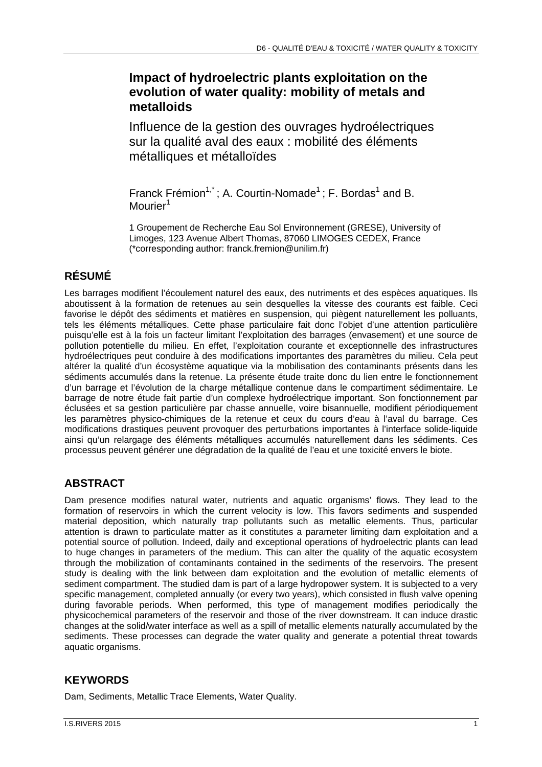# Impact of hydroelectric plants exploitation on the evolution of water quality: mobility of metals and metalloids

## Influence de la gestion des ouvrages hydroélectriques sur la qualité aval des eaux : mobilité des éléments métalliques et métalloïdes

Franck Frémion[1,*] ; A. Courtin-Nomade[1] ; F. Bordas[1] and B. Mourier[1]

1 Groupement de Recherche Eau Sol Environnement (GRESE), University of Limoges, 123 Avenue Albert Thomas, 87060 LIMOGES CEDEX, France (*corresponding author: franck.fremion@unilim.fr)

## RÉSUMÉ

Les barrages modifient l'écoulement naturel des eaux, des nutriments et des espèces aquatiques. Ils aboutissent à la formation de retenues au sein desquelles la vitesse des courants est faible. Ceci favorise le dépôt des sédiments et matières en suspension, qui piègent naturellement les polluants, tels les éléments métalliques. Cette phase particulaire fait donc l'objet d'une attention particulière puisqu'elle est à la fois un facteur limitant l'exploitation des barrages (envasement) et une source de pollution potentielle du milieu. En effet, l'exploitation courante et exceptionnelle des infrastructures hydroélectriques peut conduire à des modifications importantes des paramètres du milieu. Cela peut altérer la qualité d'un écosystème aquatique via la mobilisation des contaminants présents dans les sédiments accumulés dans la retenue. La présente étude traite donc du lien entre le fonctionnement d'un barrage et l'évolution de la charge métallique contenue dans le compartiment sédimentaire. Le barrage de notre étude fait partie d'un complexe hydroélectrique important. Son fonctionnement par éclusées et sa gestion particulière par chasse annuelle, voire bisannuelle, modifient périodiquement les paramètres physico-chimiques de la retenue et ceux du cours d'eau à l'aval du barrage. Ces modifications drastiques peuvent provoquer des perturbations importantes à l'interface solide-liquide ainsi qu'un relargage des éléments métalliques accumulés naturellement dans les sédiments. Ces processus peuvent générer une dégradation de la qualité de l'eau et une toxicité envers le biote.

## ABSTRACT

Dam presence modifies natural water, nutrients and aquatic organisms' flows. They lead to the formation of reservoirs in which the current velocity is low. This favors sediments and suspended material deposition, which naturally trap pollutants such as metallic elements. Thus, particular attention is drawn to particulate matter as it constitutes a parameter limiting dam exploitation and a potential source of pollution. Indeed, daily and exceptional operations of hydroelectric plants can lead to huge changes in parameters of the medium. This can alter the quality of the aquatic ecosystem through the mobilization of contaminants contained in the sediments of the reservoirs. The present study is dealing with the link between dam exploitation and the evolution of metallic elements of sediment compartment. The studied dam is part of a large hydropower system. It is subjected to a very specific management, completed annually (or every two years), which consisted in flush valve opening during favorable periods. When performed, this type of management modifies periodically the physicochemical parameters of the reservoir and those of the river downstream. It can induce drastic changes at the solid/water interface as well as a spill of metallic elements naturally accumulated by the sediments. These processes can degrade the water quality and generate a potential threat towards aquatic organisms.

## KEYWORDS

Dam, Sediments, Metallic Trace Elements, Water Quality.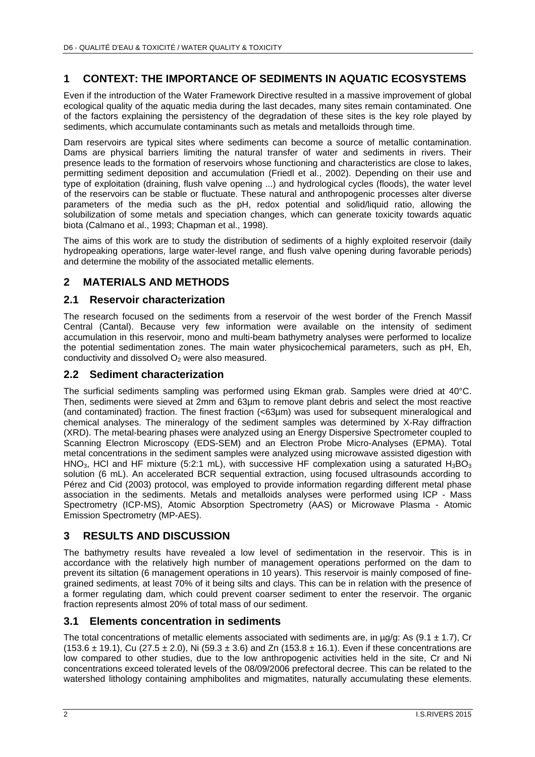## 1 CONTEXT: THE IMPORTANCE OF SEDIMENTS IN AQUATIC ECOSYSTEMS

Even if the introduction of the Water Framework Directive resulted in a massive improvement of global ecological quality of the aquatic media during the last decades, many sites remain contaminated. One of the factors explaining the persistency of the degradation of these sites is the key role played by sediments, which accumulate contaminants such as metals and metalloids through time.

Dam reservoirs are typical sites where sediments can become a source of metallic contamination. Dams are physical barriers limiting the natural transfer of water and sediments in rivers. Their presence leads to the formation of reservoirs whose functioning and characteristics are close to lakes, permitting sediment deposition and accumulation (Friedl et al., 2002). Depending on their use and type of exploitation (draining, flush valve opening ...) and hydrological cycles (floods), the water level of the reservoirs can be stable or fluctuate. These natural and anthropogenic processes alter diverse parameters of the media such as the pH, redox potential and solid/liquid ratio, allowing the solubilization of some metals and speciation changes, which can generate toxicity towards aquatic biota (Calmano et al., 1993; Chapman et al., 1998).

The aims of this work are to study the distribution of sediments of a highly exploited reservoir (daily hydropeaking operations, large water-level range, and flush valve opening during favorable periods) and determine the mobility of the associated metallic elements.

## 2 MATERIALS AND METHODS

### 2.1 Reservoir characterization

The research focused on the sediments from a reservoir of the west border of the French Massif Central (Cantal). Because very few information were available on the intensity of sediment accumulation in this reservoir, mono and multi-beam bathymetry analyses were performed to localize the potential sedimentation zones. The main water physicochemical parameters, such as pH, Eh, conductivity and dissolved $O_2$ were also measured.

### 2.2 Sediment characterization

The surficial sediments sampling was performed using Ekman grab. Samples were dried at 40°C. Then, sediments were sieved at 2mm and 63µm to remove plant debris and select the most reactive (and contaminated) fraction. The finest fraction (<63µm) was used for subsequent mineralogical and chemical analyses. The mineralogy of the sediment samples was determined by X-Ray diffraction (XRD). The metal-bearing phases were analyzed using an Energy Dispersive Spectrometer coupled to Scanning Electron Microscopy (EDS-SEM) and an Electron Probe Micro-Analyses (EPMA). Total metal concentrations in the sediment samples were analyzed using microwave assisted digestion with $HNO_3$, HCl and HF mixture (5:2:1 mL), with successive HF complexation using a saturated $H_3BO_3$ solution (6 mL). An accelerated BCR sequential extraction, using focused ultrasounds according to Pérez and Cid (2003) protocol, was employed to provide information regarding different metal phase association in the sediments. Metals and metalloids analyses were performed using ICP - Mass Spectrometry (ICP-MS), Atomic Absorption Spectrometry (AAS) or Microwave Plasma - Atomic Emission Spectrometry (MP-AES).

## 3 RESULTS AND DISCUSSION

The bathymetry results have revealed a low level of sedimentation in the reservoir. This is in accordance with the relatively high number of management operations performed on the dam to prevent its siltation (6 management operations in 10 years). This reservoir is mainly composed of fine-grained sediments, at least 70% of it being silts and clays. This can be in relation with the presence of a former regulating dam, which could prevent coarser sediment to enter the reservoir. The organic fraction represents almost 20% of total mass of our sediment.

### 3.1 Elements concentration in sediments

The total concentrations of metallic elements associated with sediments are, in µg/g: As (9.1 ± 1.7), Cr (153.6 ± 19.1), Cu (27.5 ± 2.0), Ni (59.3 ± 3.6) and Zn (153.8 ± 16.1). Even if these concentrations are low compared to other studies, due to the low anthropogenic activities held in the site, Cr and Ni concentrations exceed tolerated levels of the 08/09/2006 prefectoral decree. This can be related to the watershed lithology containing amphibolites and migmatites, naturally accumulating these elements.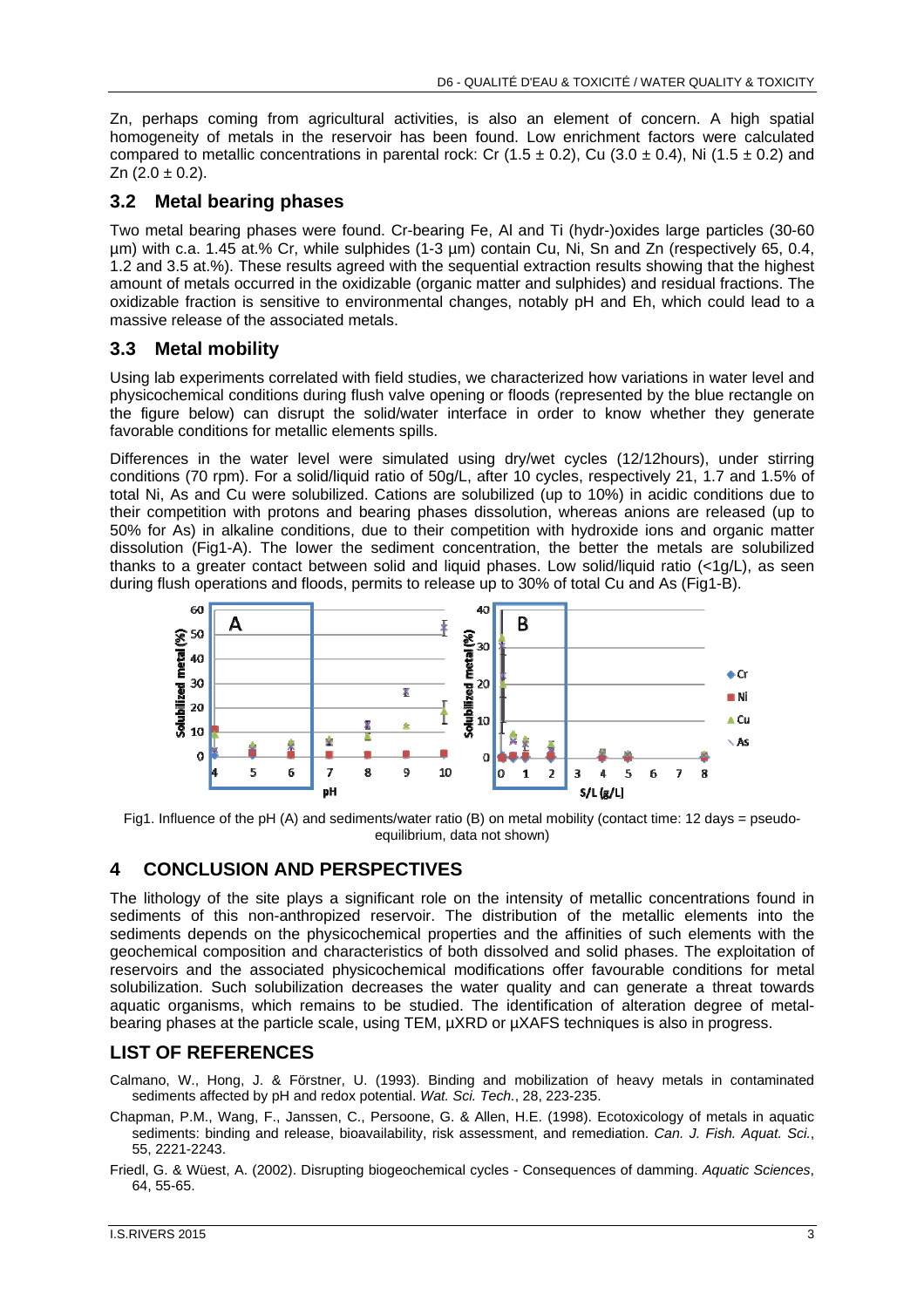Zn, perhaps coming from agricultural activities, is also an element of concern. A high spatial homogeneity of metals in the reservoir has been found. Low enrichment factors were calculated compared to metallic concentrations in parental rock: Cr (1.5 ± 0.2), Cu (3.0 ± 0.4), Ni (1.5 ± 0.2) and Zn (2.0 ± 0.2).

## 3.2 Metal bearing phases

Two metal bearing phases were found. Cr-bearing Fe, Al and Ti (hydr-)oxides large particles (30-60 µm) with c.a. 1.45 at.% Cr, while sulphides (1-3 µm) contain Cu, Ni, Sn and Zn (respectively 65, 0.4, 1.2 and 3.5 at.%). These results agreed with the sequential extraction results showing that the highest amount of metals occurred in the oxidizable (organic matter and sulphides) and residual fractions. The oxidizable fraction is sensitive to environmental changes, notably pH and Eh, which could lead to a massive release of the associated metals.

## 3.3 Metal mobility

Using lab experiments correlated with field studies, we characterized how variations in water level and physicochemical conditions during flush valve opening or floods (represented by the blue rectangle on the figure below) can disrupt the solid/water interface in order to know whether they generate favorable conditions for metallic elements spills.

Differences in the water level were simulated using dry/wet cycles (12/12hours), under stirring conditions (70 rpm). For a solid/liquid ratio of 50g/L, after 10 cycles, respectively 21, 1.7 and 1.5% of total Ni, As and Cu were solubilized. Cations are solubilized (up to 10%) in acidic conditions due to their competition with protons and bearing phases dissolution, whereas anions are released (up to 50% for As) in alkaline conditions, due to their competition with hydroxide ions and organic matter dissolution (Fig1-A). The lower the sediment concentration, the better the metals are solubilized thanks to a greater contact between solid and liquid phases. Low solid/liquid ratio (<1g/L), as seen during flush operations and floods, permits to release up to 30% of total Cu and As (Fig1-B).

A
Solubilized metal (%)
60
50
40
30
20
10
0
4 5 6 7 8 9 10
pH

B
Solubilized metal (%)
40
30
20
10
0
0 1 2 3 4 5 6 7 8
S/L (g/L)

Cr
Ni
Cu
As

Fig1. Influence of the pH (A) and sediments/water ratio (B) on metal mobility (contact time: 12 days = pseudo-equilibrium, data not shown)

# 4 CONCLUSION AND PERSPECTIVES

The lithology of the site plays a significant role on the intensity of metallic concentrations found in sediments of this non-anthropized reservoir. The distribution of the metallic elements into the sediments depends on the physicochemical properties and the affinities of such elements with the geochemical composition and characteristics of both dissolved and solid phases. The exploitation of reservoirs and the associated physicochemical modifications offer favourable conditions for metal solubilization. Such solubilization decreases the water quality and can generate a threat towards aquatic organisms, which remains to be studied. The identification of alteration degree of metal-bearing phases at the particle scale, using TEM, µXRD or µXAFS techniques is also in progress.

## LIST OF REFERENCES

Calmano, W., Hong, J. & Förstner, U. (1993). Binding and mobilization of heavy metals in contaminated sediments affected by pH and redox potential. *Wat. Sci. Tech.*, 28, 223-235.

Chapman, P.M., Wang, F., Janssen, C., Persoone, G. & Allen, H.E. (1998). Ecotoxicology of metals in aquatic sediments: binding and release, bioavailability, risk assessment, and remediation. *Can. J. Fish. Aquat. Sci.*, 55, 2221-2243.

Friedl, G. & Wüest, A. (2002). Disrupting biogeochemical cycles - Consequences of damming. *Aquatic Sciences*, 64, 55-65.